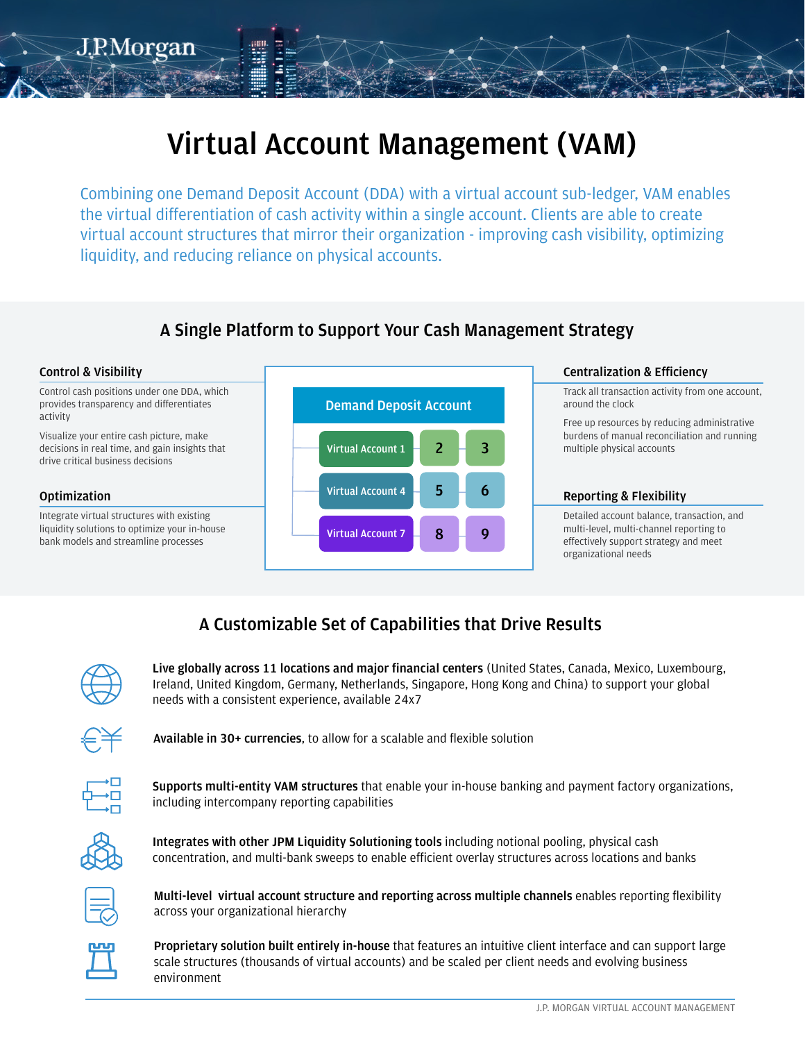# Virtual Account Management (VAM)

Combining one Demand Deposit Account (DDA) with a virtual account sub-ledger, VAM enables the virtual differentiation of cash activity within a single account. Clients are able to create virtual account structures that mirror their organization - improving cash visibility, optimizing liquidity, and reducing reliance on physical accounts.

## A Single Platform to Support Your Cash Management Strategy

### Control & Visibility

Control cash positions under one DDA, which provides transparency and differentiates activity

Visualize your entire cash picture, make decisions in real time, and gain insights that drive critical business decisions

### Optimization

Integrate virtual structures with existing liquidity solutions to optimize your in-house bank models and streamline processes

Demand Deposit Account

- Virtual Account 1 — 2 — 3
- Virtual Account 4 — 5 — 6
- Virtual Account 7 — 8 — 9

### Centralization & Efficiency

Track all transaction activity from one account, around the clock

Free up resources by reducing administrative burdens of manual reconciliation and running multiple physical accounts

### Reporting & Flexibility

Detailed account balance, transaction, and multi-level, multi-channel reporting to effectively support strategy and meet organizational needs

## A Customizable Set of Capabilities that Drive Results

**Live globally across 11 locations and major financial centers** (United States, Canada, Mexico, Luxembourg, Ireland, United Kingdom, Germany, Netherlands, Singapore, Hong Kong and China) to support your global needs with a consistent experience, available 24x7

**Available in 30+ currencies**, to allow for a scalable and flexible solution

**Supports multi-entity VAM structures** that enable your in-house banking and payment factory organizations, including intercompany reporting capabilities

**Integrates with other JPM Liquidity Solutioning tools** including notional pooling, physical cash concentration, and multi-bank sweeps to enable efficient overlay structures across locations and banks

**Multi-level virtual account structure and reporting across multiple channels** enables reporting flexibility across your organizational hierarchy

**Proprietary solution built entirely in-house** that features an intuitive client interface and can support large scale structures (thousands of virtual accounts) and be scaled per client needs and evolving business environment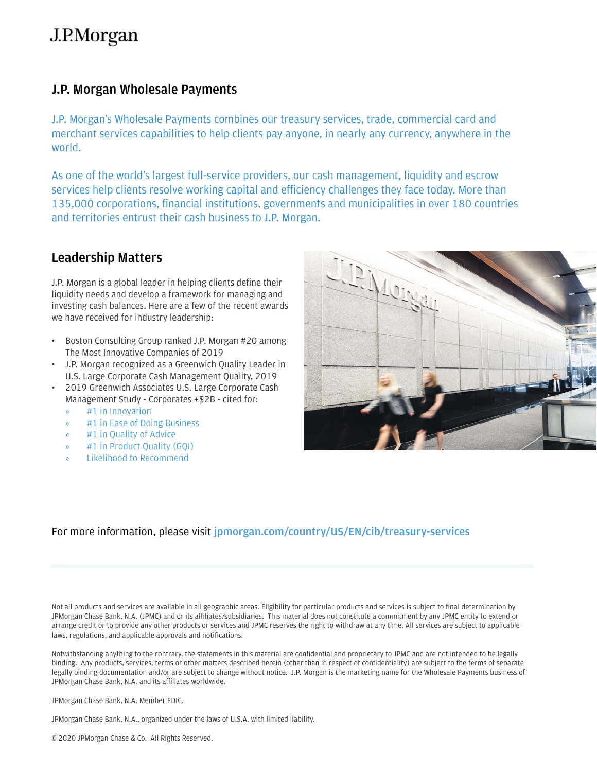J.P.Morgan

## J.P. Morgan Wholesale Payments

J.P. Morgan's Wholesale Payments combines our treasury services, trade, commercial card and merchant services capabilities to help clients pay anyone, in nearly any currency, anywhere in the world.

As one of the world's largest full-service providers, our cash management, liquidity and escrow services help clients resolve working capital and efficiency challenges they face today. More than 135,000 corporations, financial institutions, governments and municipalities in over 180 countries and territories entrust their cash business to J.P. Morgan.

## Leadership Matters

J.P. Morgan is a global leader in helping clients define their liquidity needs and develop a framework for managing and investing cash balances. Here are a few of the recent awards we have received for industry leadership:

- Boston Consulting Group ranked J.P. Morgan #20 among The Most Innovative Companies of 2019
- J.P. Morgan recognized as a Greenwich Quality Leader in U.S. Large Corporate Cash Management Quality, 2019
- 2019 Greenwich Associates U.S. Large Corporate Cash Management Study - Corporates +$2B - cited for:
  - #1 in Innovation
  - #1 in Ease of Doing Business
  - #1 in Quality of Advice
  - #1 in Product Quality (GQI)
  - Likelihood to Recommend

For more information, please visit **jpmorgan.com/country/US/EN/cib/treasury-services**

---

Not all products and services are available in all geographic areas. Eligibility for particular products and services is subject to final determination by JPMorgan Chase Bank, N.A. (JPMC) and or its affiliates/subsidiaries. This material does not constitute a commitment by any JPMC entity to extend or arrange credit or to provide any other products or services and JPMC reserves the right to withdraw at any time. All services are subject to applicable laws, regulations, and applicable approvals and notifications.

Notwithstanding anything to the contrary, the statements in this material are confidential and proprietary to JPMC and are not intended to be legally binding. Any products, services, terms or other matters described herein (other than in respect of confidentiality) are subject to the terms of separate legally binding documentation and/or are subject to change without notice. J.P. Morgan is the marketing name for the Wholesale Payments business of JPMorgan Chase Bank, N.A. and its affiliates worldwide.

JPMorgan Chase Bank, N.A. Member FDIC.

JPMorgan Chase Bank, N.A., organized under the laws of U.S.A. with limited liability.

© 2020 JPMorgan Chase & Co. All Rights Reserved.